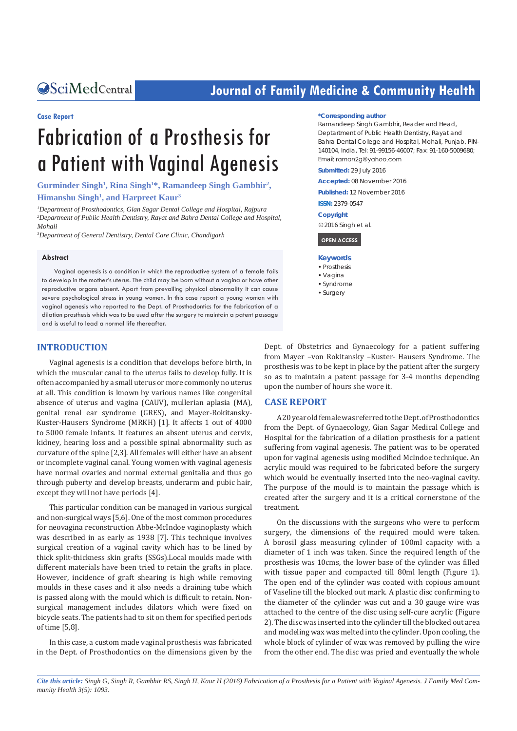Case Report

# Fabrication of a Prosthesis for a Patient with Vaginal Agenesis

**Gurminder Singh[1], Rina Singh[1]*, Ramandeep Singh Gambhir[2], Himanshu Singh[1], and Harpreet Kaur[3]**

*[1]Department of Prosthodontics, Gian Sagar Dental College and Hospital, Rajpura*
*[2]Department of Public Health Dentistry, Rayat and Bahra Dental College and Hospital, Mohali*
*[3]Department of General Dentistry, Dental Care Clinic, Chandigarh*

**\*Corresponding author**

Ramandeep Singh Gambhir, Reader and Head, Deptartment of Public Health Dentistry, Rayat and Bahra Dental College and Hospital, Mohali, Punjab, PIN-140104, India, Tel: 91-99156-46007; Fax: 91-160-5009680; Email: raman2g@yahoo.com

**Submitted:** 29 July 2016

**Accepted:** 08 November 2016

**Published:** 12 November 2016

**ISSN:** 2379-0547

**Copyright**

© 2016 Singh et al.

**OPEN ACCESS**

**Keywords**

- Prosthesis
- Vagina
- Syndrome
- Surgery

### Abstract

Vaginal agenesis is a condition in which the reproductive system of a female fails to develop in the mother's uterus. The child may be born without a vagina or have other reproductive organs absent. Apart from prevailing physical abnormality it can cause severe psychological stress in young women. In this case report a young woman with vaginal agenesis who reported to the Dept. of Prosthodontics for the fabrication of a dilation prosthesis which was to be used after the surgery to maintain a patent passage and is useful to lead a normal life thereafter.

## INTRODUCTION

Vaginal agenesis is a condition that develops before birth, in which the muscular canal to the uterus fails to develop fully. It is often accompanied by a small uterus or more commonly no uterus at all. This condition is known by various names like congenital absence of uterus and vagina (CAUV), mullerian aplasia (MA), genital renal ear syndrome (GRES), and Mayer-Rokitansky-Kuster-Hausers Syndrome (MRKH) [1]. It affects 1 out of 4000 to 5000 female infants. It features an absent uterus and cervix, kidney, hearing loss and a possible spinal abnormality such as curvature of the spine [2,3]. All females will either have an absent or incomplete vaginal canal. Young women with vaginal agenesis have normal ovaries and normal external genitalia and thus go through puberty and develop breasts, underarm and pubic hair, except they will not have periods [4].

This particular condition can be managed in various surgical and non-surgical ways [5,6]. One of the most common procedures for neovagina reconstruction Abbe-McIndoe vaginoplasty which was described in as early as 1938 [7]. This technique involves surgical creation of a vaginal cavity which has to be lined by thick split-thickness skin grafts (SSGs).Local moulds made with different materials have been tried to retain the grafts in place. However, incidence of graft shearing is high while removing moulds in these cases and it also needs a draining tube which is passed along with the mould which is difficult to retain. Non-surgical management includes dilators which were fixed on bicycle seats. The patients had to sit on them for specified periods of time [5,8].

In this case, a custom made vaginal prosthesis was fabricated in the Dept. of Prosthodontics on the dimensions given by the Dept. of Obstetrics and Gynaecology for a patient suffering from Mayer –von Rokitansky –Kuster- Hausers Syndrome. The prosthesis was to be kept in place by the patient after the surgery so as to maintain a patent passage for 3-4 months depending upon the number of hours she wore it.

## CASE REPORT

A 20 year old female was referred to the Dept. of Prosthodontics from the Dept. of Gynaecology, Gian Sagar Medical College and Hospital for the fabrication of a dilation prosthesis for a patient suffering from vaginal agenesis. The patient was to be operated upon for vaginal agenesis using modified McIndoe technique. An acrylic mould was required to be fabricated before the surgery which would be eventually inserted into the neo-vaginal cavity. The purpose of the mould is to maintain the passage which is created after the surgery and it is a critical cornerstone of the treatment.

On the discussions with the surgeons who were to perform surgery, the dimensions of the required mould were taken. A borosil glass measuring cylinder of 100ml capacity with a diameter of 1 inch was taken. Since the required length of the prosthesis was 10cms, the lower base of the cylinder was filled with tissue paper and compacted till 80ml length (Figure 1). The open end of the cylinder was coated with copious amount of Vaseline till the blocked out mark. A plastic disc confirming to the diameter of the cylinder was cut and a 30 gauge wire was attached to the centre of the disc using self-cure acrylic (Figure 2). The disc was inserted into the cylinder till the blocked out area and modeling wax was melted into the cylinder. Upon cooling, the whole block of cylinder of wax was removed by pulling the wire from the other end. The disc was pried and eventually the whole

*Cite this article: Singh G, Singh R, Gambhir RS, Singh H, Kaur H (2016) Fabrication of a Prosthesis for a Patient with Vaginal Agenesis. J Family Med Community Health 3(5): 1093.*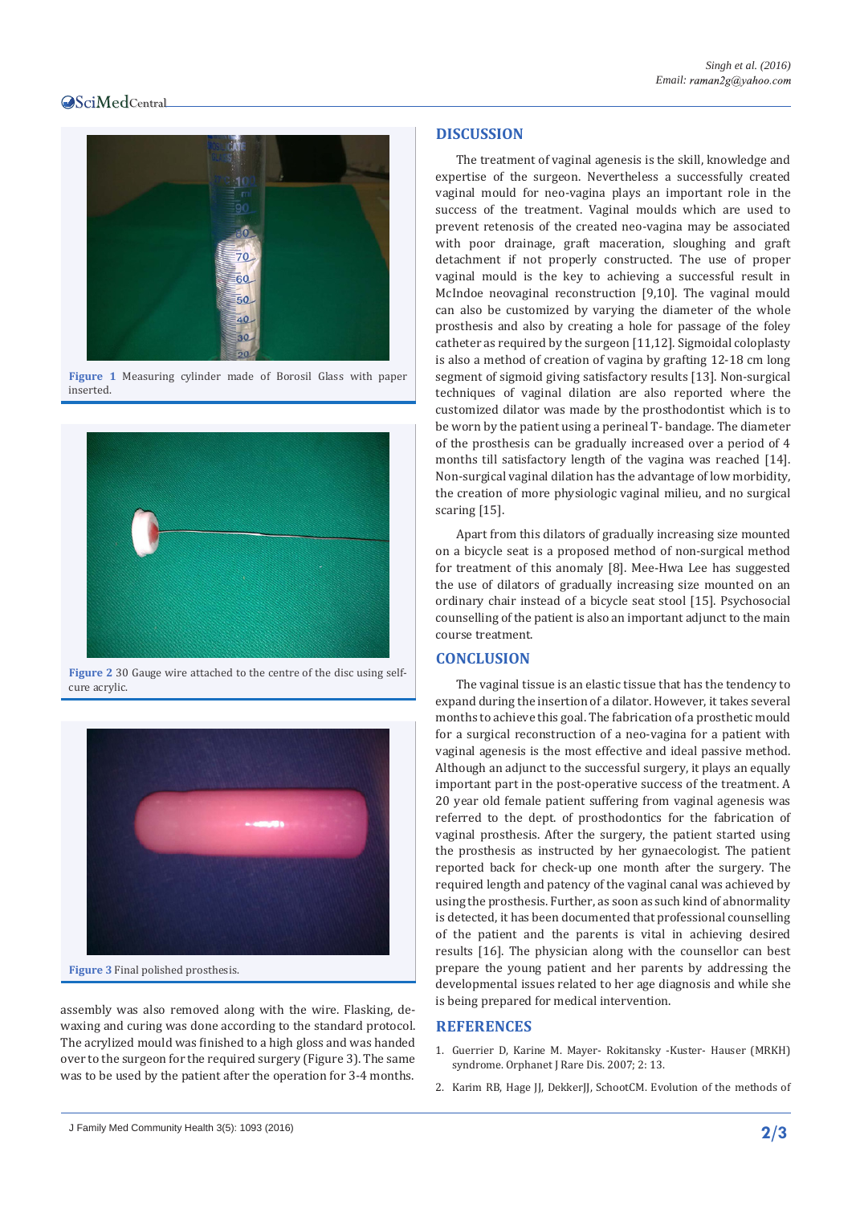Figure 1 Measuring cylinder made of Borosil Glass with paper inserted.

Figure 2 30 Gauge wire attached to the centre of the disc using self-cure acrylic.

Figure 3 Final polished prosthesis.

assembly was also removed along with the wire. Flasking, de-waxing and curing was done according to the standard protocol. The acrylized mould was finished to a high gloss and was handed over to the surgeon for the required surgery (Figure 3). The same was to be used by the patient after the operation for 3-4 months.

## DISCUSSION

The treatment of vaginal agenesis is the skill, knowledge and expertise of the surgeon. Nevertheless a successfully created vaginal mould for neo-vagina plays an important role in the success of the treatment. Vaginal moulds which are used to prevent retenosis of the created neo-vagina may be associated with poor drainage, graft maceration, sloughing and graft detachment if not properly constructed. The use of proper vaginal mould is the key to achieving a successful result in McIndoe neovaginal reconstruction [9,10]. The vaginal mould can also be customized by varying the diameter of the whole prosthesis and also by creating a hole for passage of the foley catheter as required by the surgeon [11,12]. Sigmoidal coloplasty is also a method of creation of vagina by grafting 12-18 cm long segment of sigmoid giving satisfactory results [13]. Non-surgical techniques of vaginal dilation are also reported where the customized dilator was made by the prosthodontist which is to be worn by the patient using a perineal T- bandage. The diameter of the prosthesis can be gradually increased over a period of 4 months till satisfactory length of the vagina was reached [14]. Non-surgical vaginal dilation has the advantage of low morbidity, the creation of more physiologic vaginal milieu, and no surgical scaring [15].

Apart from this dilators of gradually increasing size mounted on a bicycle seat is a proposed method of non-surgical method for treatment of this anomaly [8]. Mee-Hwa Lee has suggested the use of dilators of gradually increasing size mounted on an ordinary chair instead of a bicycle seat stool [15]. Psychosocial counselling of the patient is also an important adjunct to the main course treatment.

## CONCLUSION

The vaginal tissue is an elastic tissue that has the tendency to expand during the insertion of a dilator. However, it takes several months to achieve this goal. The fabrication of a prosthetic mould for a surgical reconstruction of a neo-vagina for a patient with vaginal agenesis is the most effective and ideal passive method. Although an adjunct to the successful surgery, it plays an equally important part in the post-operative success of the treatment. A 20 year old female patient suffering from vaginal agenesis was referred to the dept. of prosthodontics for the fabrication of vaginal prosthesis. After the surgery, the patient started using the prosthesis as instructed by her gynaecologist. The patient reported back for check-up one month after the surgery. The required length and patency of the vaginal canal was achieved by using the prosthesis. Further, as soon as such kind of abnormality is detected, it has been documented that professional counselling of the patient and the parents is vital in achieving desired results [16]. The physician along with the counsellor can best prepare the young patient and her parents by addressing the developmental issues related to her age diagnosis and while she is being prepared for medical intervention.

## REFERENCES

1. Guerrier D, Karine M. Mayer- Rokitansky -Kuster- Hauser (MRKH) syndrome. Orphanet J Rare Dis. 2007; 2: 13.
2. Karim RB, Hage JJ, DekkerJJ, SchootCM. Evolution of the methods of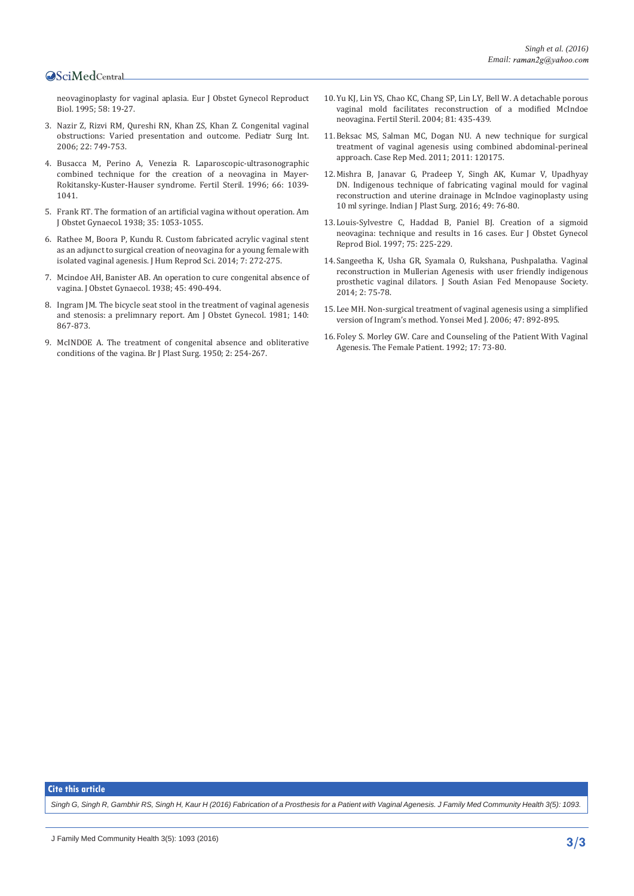neovaginoplasty for vaginal aplasia. Eur J Obstet Gynecol Reproduct Biol. 1995; 58: 19-27.

3. Nazir Z, Rizvi RM, Qureshi RN, Khan ZS, Khan Z. Congenital vaginal obstructions: Varied presentation and outcome. Pediatr Surg Int. 2006; 22: 749-753.
4. Busacca M, Perino A, Venezia R. Laparoscopic-ultrasonographic combined technique for the creation of a neovagina in Mayer-Rokitansky-Kuster-Hauser syndrome. Fertil Steril. 1996; 66: 1039-1041.
5. Frank RT. The formation of an artificial vagina without operation. Am J Obstet Gynaecol. 1938; 35: 1053-1055.
6. Rathee M, Boora P, Kundu R. Custom fabricated acrylic vaginal stent as an adjunct to surgical creation of neovagina for a young female with isolated vaginal agenesis. J Hum Reprod Sci. 2014; 7: 272-275.
7. Mcindoe AH, Banister AB. An operation to cure congenital absence of vagina. J Obstet Gynaecol. 1938; 45: 490-494.
8. Ingram JM. The bicycle seat stool in the treatment of vaginal agenesis and stenosis: a prelimnary report. Am J Obstet Gynecol. 1981; 140: 867-873.
9. McINDOE A. The treatment of congenital absence and obliterative conditions of the vagina. Br J Plast Surg. 1950; 2: 254-267.
10. Yu KJ, Lin YS, Chao KC, Chang SP, Lin LY, Bell W. A detachable porous vaginal mold facilitates reconstruction of a modified McIndoe neovagina. Fertil Steril. 2004; 81: 435-439.
11. Beksac MS, Salman MC, Dogan NU. A new technique for surgical treatment of vaginal agenesis using combined abdominal-perineal approach. Case Rep Med. 2011; 2011: 120175.
12. Mishra B, Janavar G, Pradeep Y, Singh AK, Kumar V, Upadhyay DN. Indigenous technique of fabricating vaginal mould for vaginal reconstruction and uterine drainage in McIndoe vaginoplasty using 10 ml syringe. Indian J Plast Surg. 2016; 49: 76-80.
13. Louis-Sylvestre C, Haddad B, Paniel BJ. Creation of a sigmoid neovagina: technique and results in 16 cases. Eur J Obstet Gynecol Reprod Biol. 1997; 75: 225-229.
14. Sangeetha K, Usha GR, Syamala O, Rukshana, Pushpalatha. Vaginal reconstruction in Mullerian Agenesis with user friendly indigenous prosthetic vaginal dilators. J South Asian Fed Menopause Society. 2014; 2: 75-78.
15. Lee MH. Non-surgical treatment of vaginal agenesis using a simplified version of Ingram's method. Yonsei Med J. 2006; 47: 892-895.
16. Foley S. Morley GW. Care and Counseling of the Patient With Vaginal Agenesis. The Female Patient. 1992; 17: 73-80.

**Cite this article**

*Singh G, Singh R, Gambhir RS, Singh H, Kaur H (2016) Fabrication of a Prosthesis for a Patient with Vaginal Agenesis. J Family Med Community Health 3(5): 1093.*